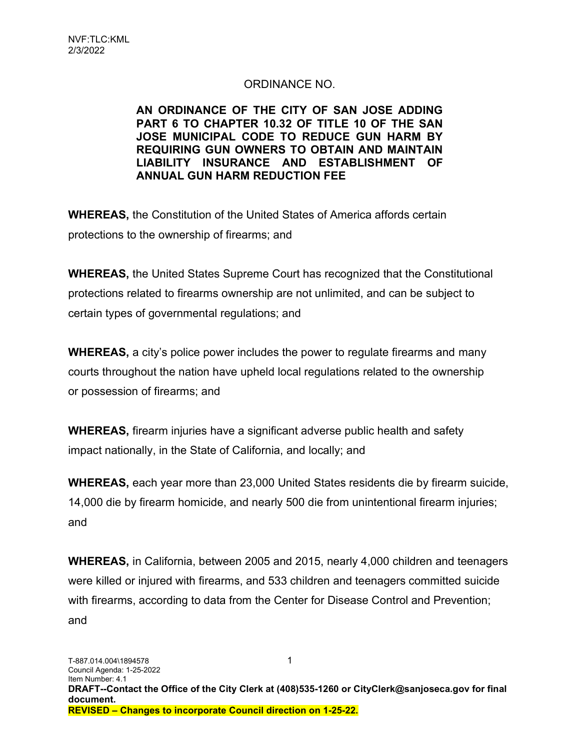NVF:TLC:KML
2/3/2022

ORDINANCE NO.

**AN ORDINANCE OF THE CITY OF SAN JOSE ADDING PART 6 TO CHAPTER 10.32 OF TITLE 10 OF THE SAN JOSE MUNICIPAL CODE TO REDUCE GUN HARM BY REQUIRING GUN OWNERS TO OBTAIN AND MAINTAIN LIABILITY INSURANCE AND ESTABLISHMENT OF ANNUAL GUN HARM REDUCTION FEE**

**WHEREAS,** the Constitution of the United States of America affords certain protections to the ownership of firearms; and

**WHEREAS,** the United States Supreme Court has recognized that the Constitutional protections related to firearms ownership are not unlimited, and can be subject to certain types of governmental regulations; and

**WHEREAS,** a city's police power includes the power to regulate firearms and many courts throughout the nation have upheld local regulations related to the ownership or possession of firearms; and

**WHEREAS,** firearm injuries have a significant adverse public health and safety impact nationally, in the State of California, and locally; and

**WHEREAS,** each year more than 23,000 United States residents die by firearm suicide, 14,000 die by firearm homicide, and nearly 500 die from unintentional firearm injuries; and

**WHEREAS,** in California, between 2005 and 2015, nearly 4,000 children and teenagers were killed or injured with firearms, and 533 children and teenagers committed suicide with firearms, according to data from the Center for Disease Control and Prevention; and

T-887.014.004\1894578
Council Agenda: 1-25-2022
Item Number: 4.1
**DRAFT--Contact the Office of the City Clerk at (408)535-1260 or CityClerk@sanjoseca.gov for final document.**
**REVISED – Changes to incorporate Council direction on 1-25-22.**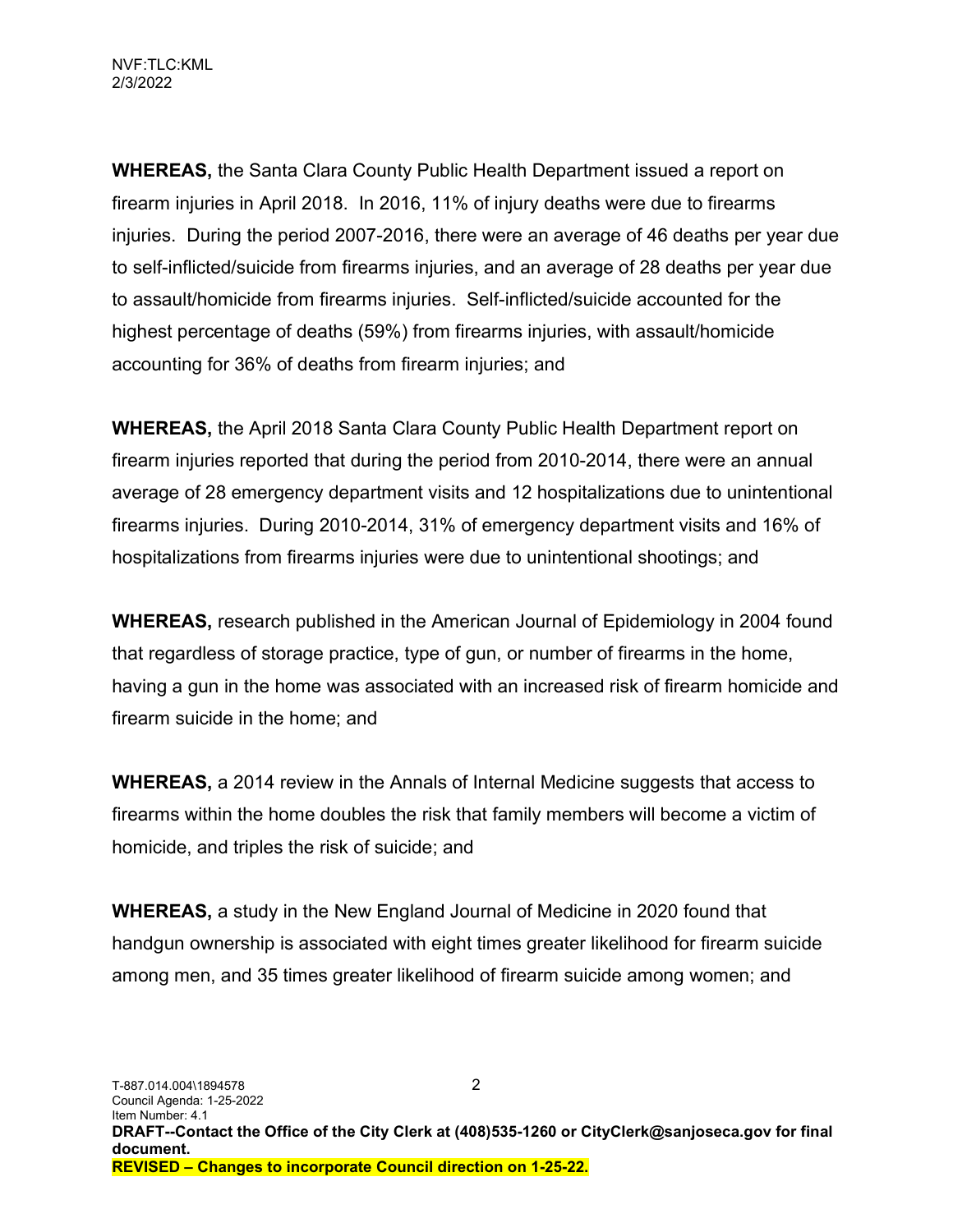**WHEREAS,** the Santa Clara County Public Health Department issued a report on firearm injuries in April 2018. In 2016, 11% of injury deaths were due to firearms injuries. During the period 2007-2016, there were an average of 46 deaths per year due to self-inflicted/suicide from firearms injuries, and an average of 28 deaths per year due to assault/homicide from firearms injuries. Self-inflicted/suicide accounted for the highest percentage of deaths (59%) from firearms injuries, with assault/homicide accounting for 36% of deaths from firearm injuries; and

**WHEREAS,** the April 2018 Santa Clara County Public Health Department report on firearm injuries reported that during the period from 2010-2014, there were an annual average of 28 emergency department visits and 12 hospitalizations due to unintentional firearms injuries. During 2010-2014, 31% of emergency department visits and 16% of hospitalizations from firearms injuries were due to unintentional shootings; and

**WHEREAS,** research published in the American Journal of Epidemiology in 2004 found that regardless of storage practice, type of gun, or number of firearms in the home, having a gun in the home was associated with an increased risk of firearm homicide and firearm suicide in the home; and

**WHEREAS,** a 2014 review in the Annals of Internal Medicine suggests that access to firearms within the home doubles the risk that family members will become a victim of homicide, and triples the risk of suicide; and

**WHEREAS,** a study in the New England Journal of Medicine in 2020 found that handgun ownership is associated with eight times greater likelihood for firearm suicide among men, and 35 times greater likelihood of firearm suicide among women; and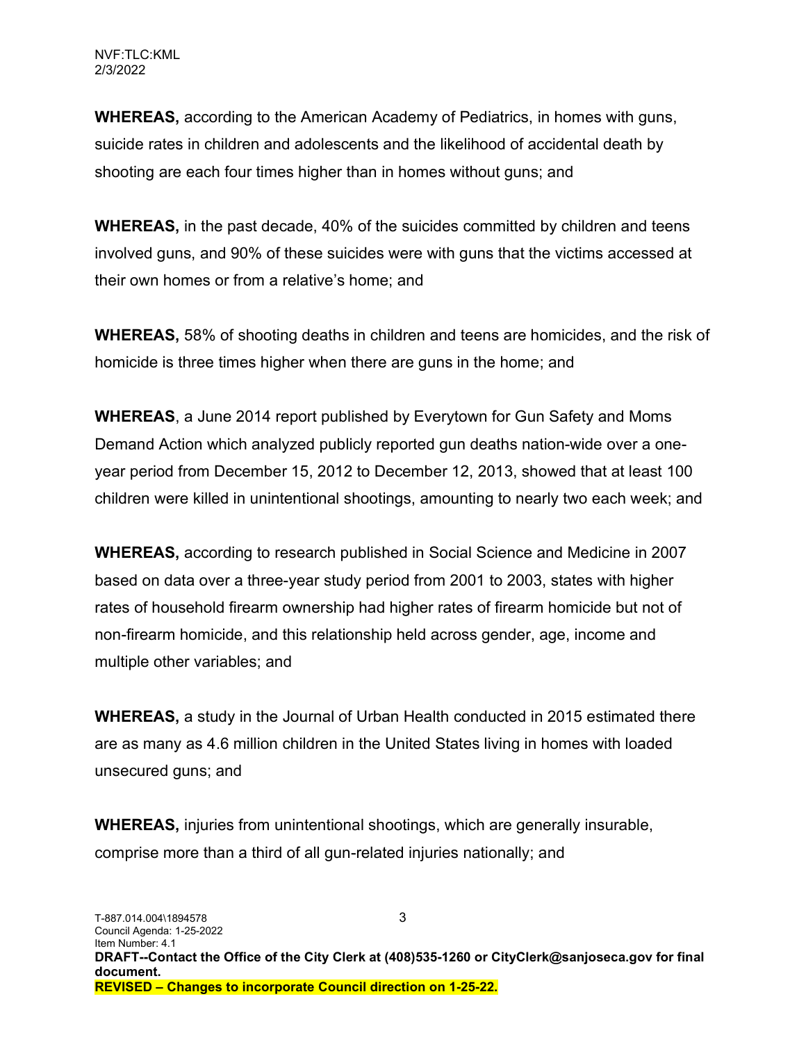**WHEREAS,** according to the American Academy of Pediatrics, in homes with guns, suicide rates in children and adolescents and the likelihood of accidental death by shooting are each four times higher than in homes without guns; and

**WHEREAS,** in the past decade, 40% of the suicides committed by children and teens involved guns, and 90% of these suicides were with guns that the victims accessed at their own homes or from a relative's home; and

**WHEREAS,** 58% of shooting deaths in children and teens are homicides, and the risk of homicide is three times higher when there are guns in the home; and

**WHEREAS**, a June 2014 report published by Everytown for Gun Safety and Moms Demand Action which analyzed publicly reported gun deaths nation-wide over a one-year period from December 15, 2012 to December 12, 2013, showed that at least 100 children were killed in unintentional shootings, amounting to nearly two each week; and

**WHEREAS,** according to research published in Social Science and Medicine in 2007 based on data over a three-year study period from 2001 to 2003, states with higher rates of household firearm ownership had higher rates of firearm homicide but not of non-firearm homicide, and this relationship held across gender, age, income and multiple other variables; and

**WHEREAS,** a study in the Journal of Urban Health conducted in 2015 estimated there are as many as 4.6 million children in the United States living in homes with loaded unsecured guns; and

**WHEREAS,** injuries from unintentional shootings, which are generally insurable, comprise more than a third of all gun-related injuries nationally; and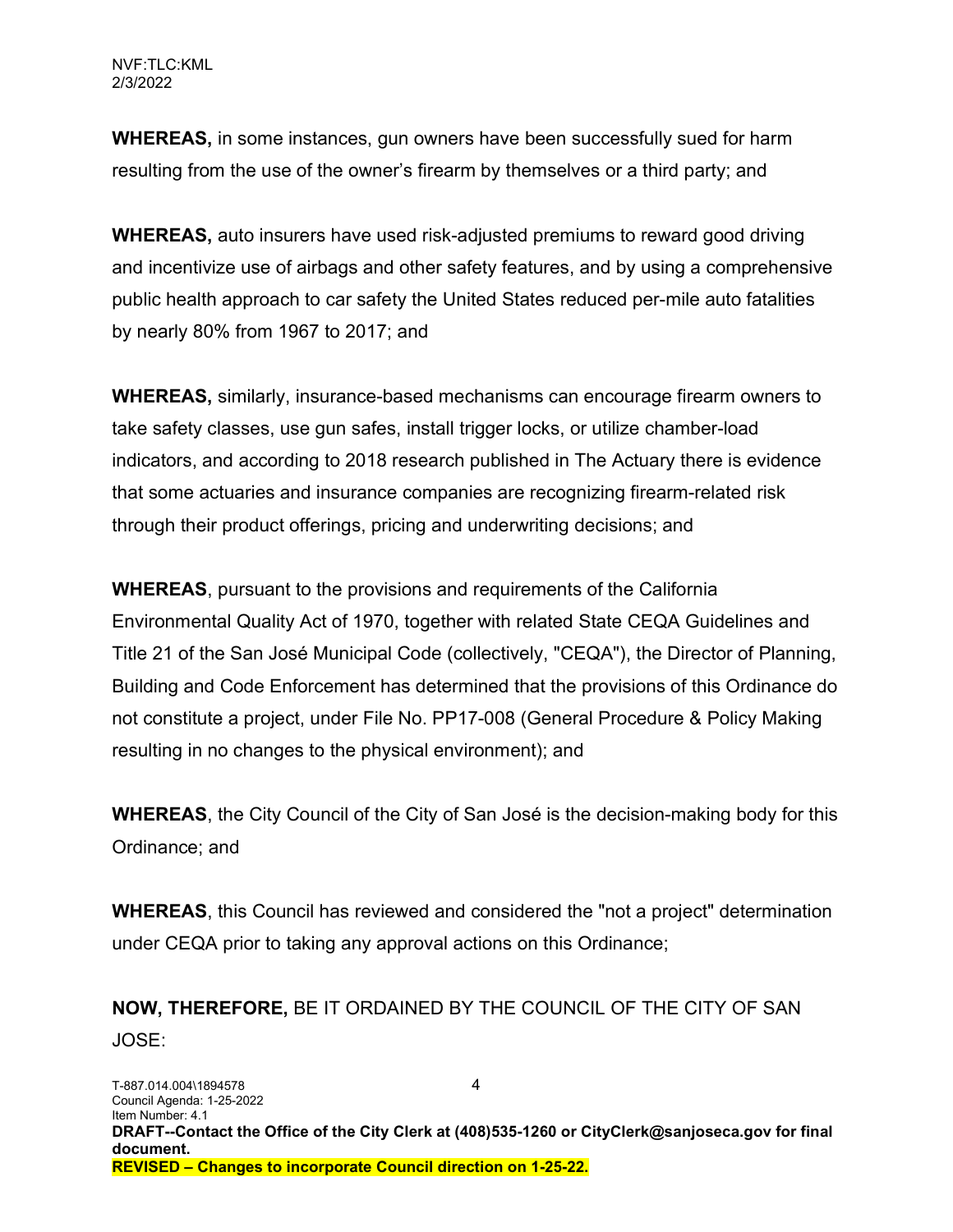**WHEREAS,** in some instances, gun owners have been successfully sued for harm resulting from the use of the owner's firearm by themselves or a third party; and

**WHEREAS,** auto insurers have used risk-adjusted premiums to reward good driving and incentivize use of airbags and other safety features, and by using a comprehensive public health approach to car safety the United States reduced per-mile auto fatalities by nearly 80% from 1967 to 2017; and

**WHEREAS,** similarly, insurance-based mechanisms can encourage firearm owners to take safety classes, use gun safes, install trigger locks, or utilize chamber-load indicators, and according to 2018 research published in The Actuary there is evidence that some actuaries and insurance companies are recognizing firearm-related risk through their product offerings, pricing and underwriting decisions; and

**WHEREAS**, pursuant to the provisions and requirements of the California Environmental Quality Act of 1970, together with related State CEQA Guidelines and Title 21 of the San José Municipal Code (collectively, "CEQA"), the Director of Planning, Building and Code Enforcement has determined that the provisions of this Ordinance do not constitute a project, under File No. PP17-008 (General Procedure & Policy Making resulting in no changes to the physical environment); and

**WHEREAS**, the City Council of the City of San José is the decision-making body for this Ordinance; and

**WHEREAS**, this Council has reviewed and considered the "not a project" determination under CEQA prior to taking any approval actions on this Ordinance;

**NOW, THEREFORE,** BE IT ORDAINED BY THE COUNCIL OF THE CITY OF SAN JOSE: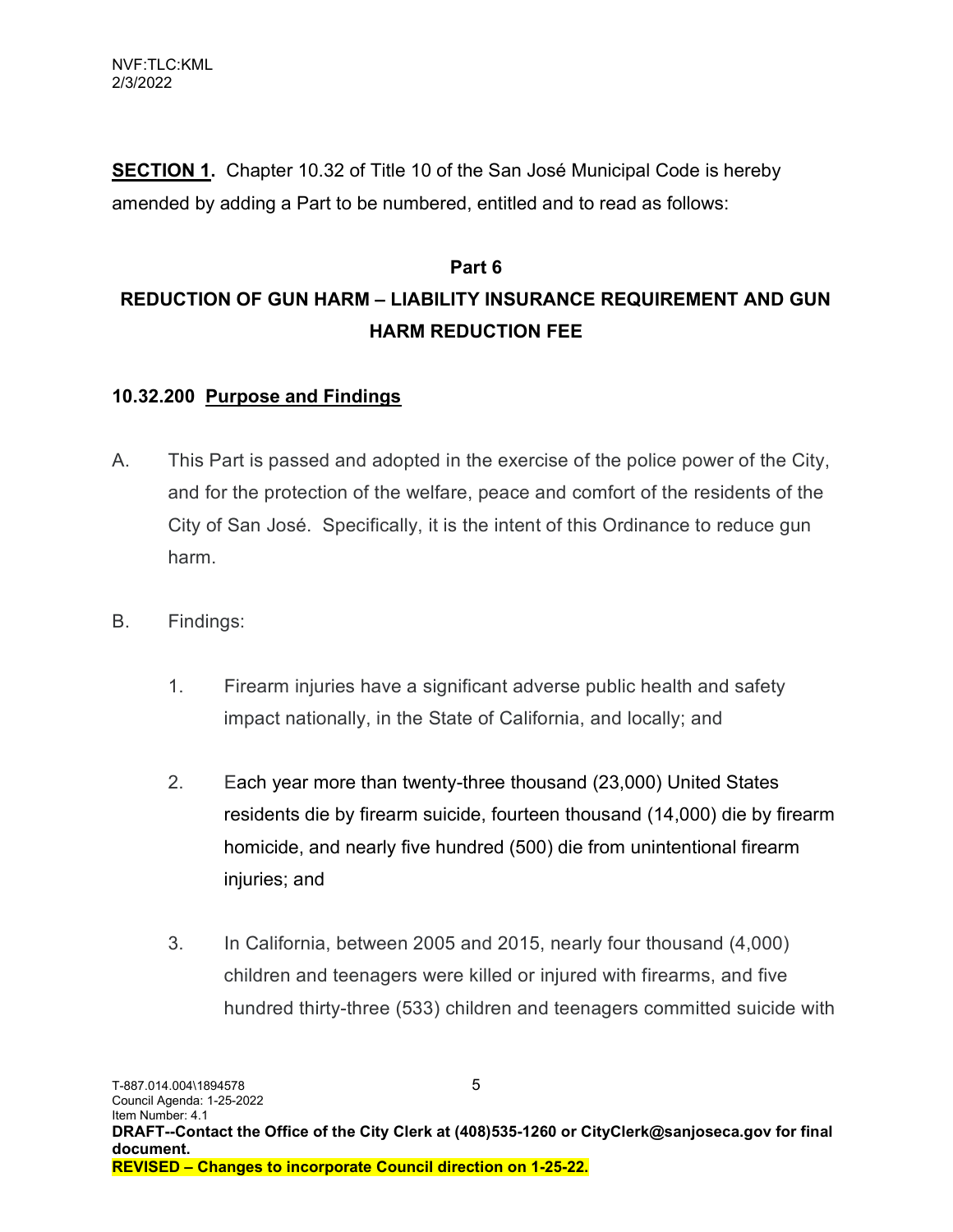**SECTION 1.** Chapter 10.32 of Title 10 of the San José Municipal Code is hereby amended by adding a Part to be numbered, entitled and to read as follows:

**Part 6**

**REDUCTION OF GUN HARM – LIABILITY INSURANCE REQUIREMENT AND GUN HARM REDUCTION FEE**

**10.32.200 Purpose and Findings**

A. This Part is passed and adopted in the exercise of the police power of the City, and for the protection of the welfare, peace and comfort of the residents of the City of San José. Specifically, it is the intent of this Ordinance to reduce gun harm.

B. Findings:

1. Firearm injuries have a significant adverse public health and safety impact nationally, in the State of California, and locally; and

2. Each year more than twenty-three thousand (23,000) United States residents die by firearm suicide, fourteen thousand (14,000) die by firearm homicide, and nearly five hundred (500) die from unintentional firearm injuries; and

3. In California, between 2005 and 2015, nearly four thousand (4,000) children and teenagers were killed or injured with firearms, and five hundred thirty-three (533) children and teenagers committed suicide with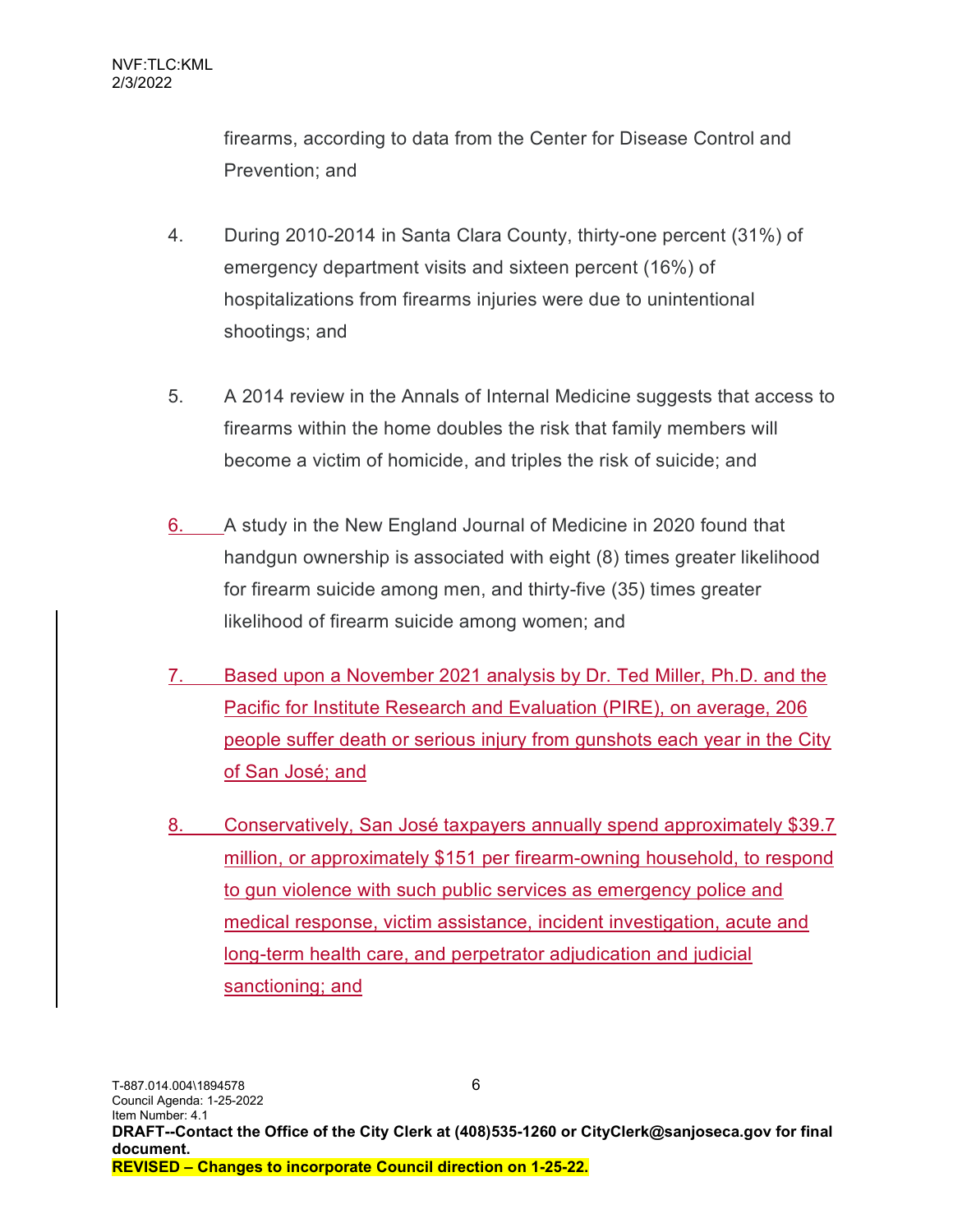firearms, according to data from the Center for Disease Control and Prevention; and

4. During 2010-2014 in Santa Clara County, thirty-one percent (31%) of emergency department visits and sixteen percent (16%) of hospitalizations from firearms injuries were due to unintentional shootings; and

5. A 2014 review in the Annals of Internal Medicine suggests that access to firearms within the home doubles the risk that family members will become a victim of homicide, and triples the risk of suicide; and

6. A study in the New England Journal of Medicine in 2020 found that handgun ownership is associated with eight (8) times greater likelihood for firearm suicide among men, and thirty-five (35) times greater likelihood of firearm suicide among women; and

7. Based upon a November 2021 analysis by Dr. Ted Miller, Ph.D. and the Pacific for Institute Research and Evaluation (PIRE), on average, 206 people suffer death or serious injury from gunshots each year in the City of San José; and

8. Conservatively, San José taxpayers annually spend approximately $39.7 million, or approximately $151 per firearm-owning household, to respond to gun violence with such public services as emergency police and medical response, victim assistance, incident investigation, acute and long-term health care, and perpetrator adjudication and judicial sanctioning; and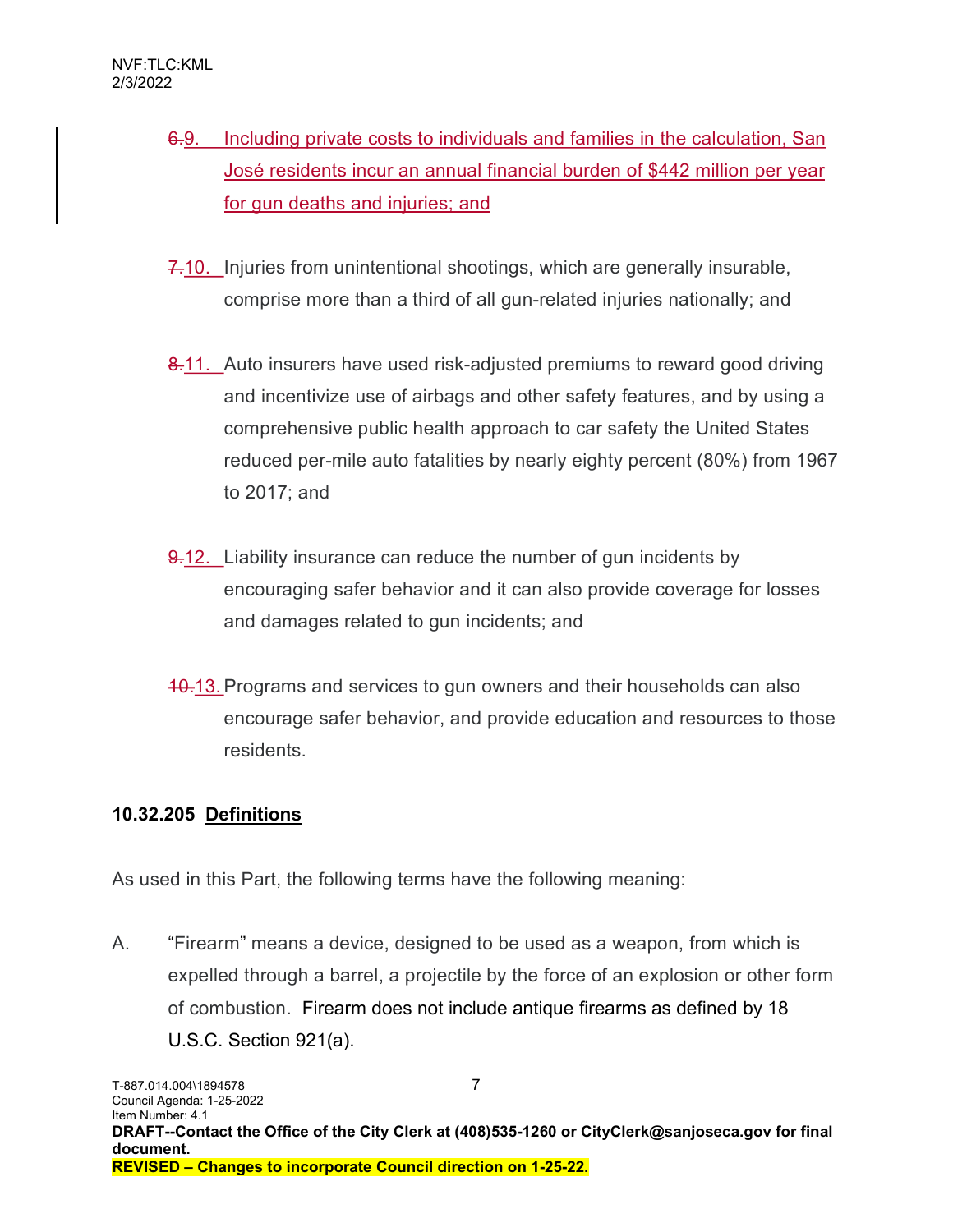~~6.~~9. Including private costs to individuals and families in the calculation, San José residents incur an annual financial burden of $442 million per year for gun deaths and injuries; and

~~7.~~10. Injuries from unintentional shootings, which are generally insurable, comprise more than a third of all gun-related injuries nationally; and

~~8.~~11. Auto insurers have used risk-adjusted premiums to reward good driving and incentivize use of airbags and other safety features, and by using a comprehensive public health approach to car safety the United States reduced per-mile auto fatalities by nearly eighty percent (80%) from 1967 to 2017; and

~~9.~~12. Liability insurance can reduce the number of gun incidents by encouraging safer behavior and it can also provide coverage for losses and damages related to gun incidents; and

~~10.~~13. Programs and services to gun owners and their households can also encourage safer behavior, and provide education and resources to those residents.

**10.32.205 Definitions**

As used in this Part, the following terms have the following meaning:

A. "Firearm" means a device, designed to be used as a weapon, from which is expelled through a barrel, a projectile by the force of an explosion or other form of combustion. Firearm does not include antique firearms as defined by 18 U.S.C. Section 921(a).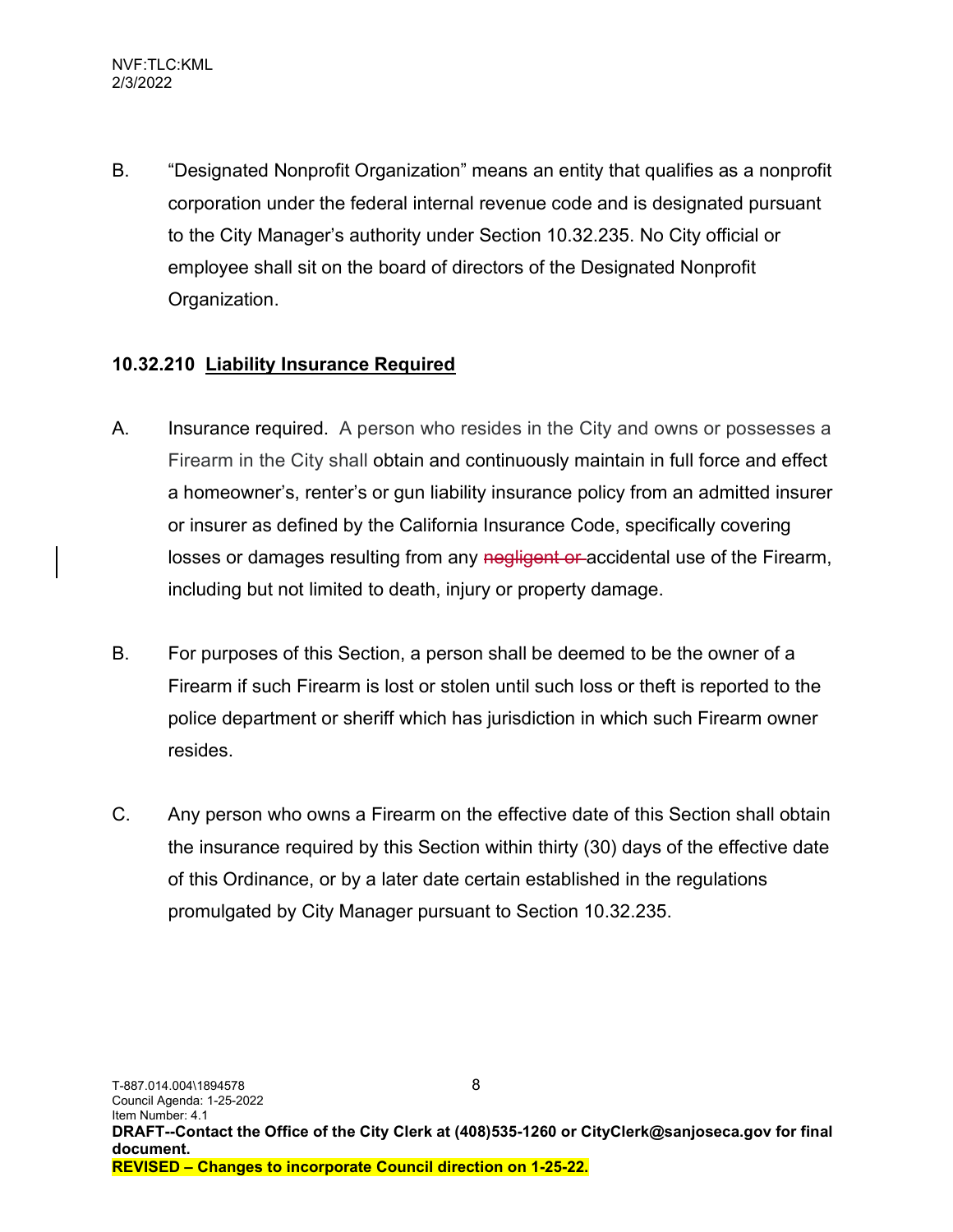B. "Designated Nonprofit Organization" means an entity that qualifies as a nonprofit corporation under the federal internal revenue code and is designated pursuant to the City Manager's authority under Section 10.32.235. No City official or employee shall sit on the board of directors of the Designated Nonprofit Organization.

**10.32.210 Liability Insurance Required**

A. Insurance required. A person who resides in the City and owns or possesses a Firearm in the City shall obtain and continuously maintain in full force and effect a homeowner's, renter's or gun liability insurance policy from an admitted insurer or insurer as defined by the California Insurance Code, specifically covering losses or damages resulting from any ~~negligent or~~ accidental use of the Firearm, including but not limited to death, injury or property damage.

B. For purposes of this Section, a person shall be deemed to be the owner of a Firearm if such Firearm is lost or stolen until such loss or theft is reported to the police department or sheriff which has jurisdiction in which such Firearm owner resides.

C. Any person who owns a Firearm on the effective date of this Section shall obtain the insurance required by this Section within thirty (30) days of the effective date of this Ordinance, or by a later date certain established in the regulations promulgated by City Manager pursuant to Section 10.32.235.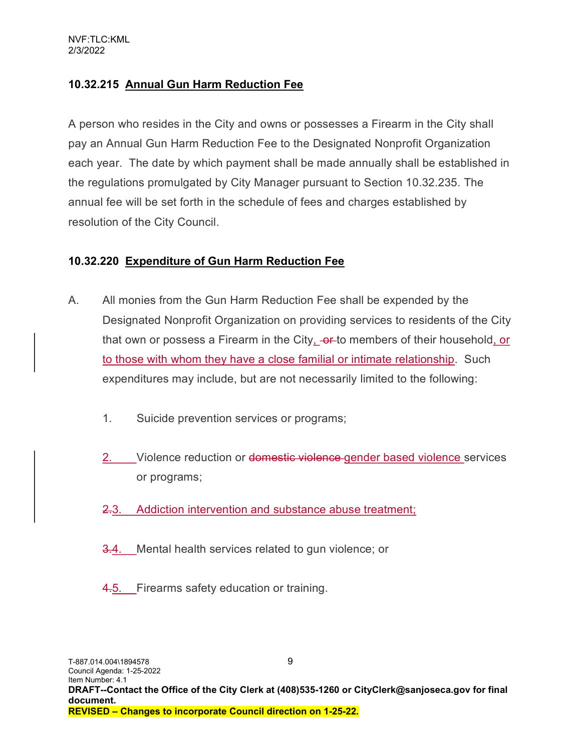### 10.32.215 Annual Gun Harm Reduction Fee

A person who resides in the City and owns or possesses a Firearm in the City shall pay an Annual Gun Harm Reduction Fee to the Designated Nonprofit Organization each year. The date by which payment shall be made annually shall be established in the regulations promulgated by City Manager pursuant to Section 10.32.235. The annual fee will be set forth in the schedule of fees and charges established by resolution of the City Council.

### 10.32.220 Expenditure of Gun Harm Reduction Fee

A. All monies from the Gun Harm Reduction Fee shall be expended by the Designated Nonprofit Organization on providing services to residents of the City that own or possess a Firearm in the City, ~~or~~ to members of their household, or to those with whom they have a close familial or intimate relationship. Such expenditures may include, but are not necessarily limited to the following:

1. Suicide prevention services or programs;

2. Violence reduction or ~~domestic violence~~ gender based violence services or programs;

~~2.~~3. Addiction intervention and substance abuse treatment;

~~3.~~4. Mental health services related to gun violence; or

~~4.~~5. Firearms safety education or training.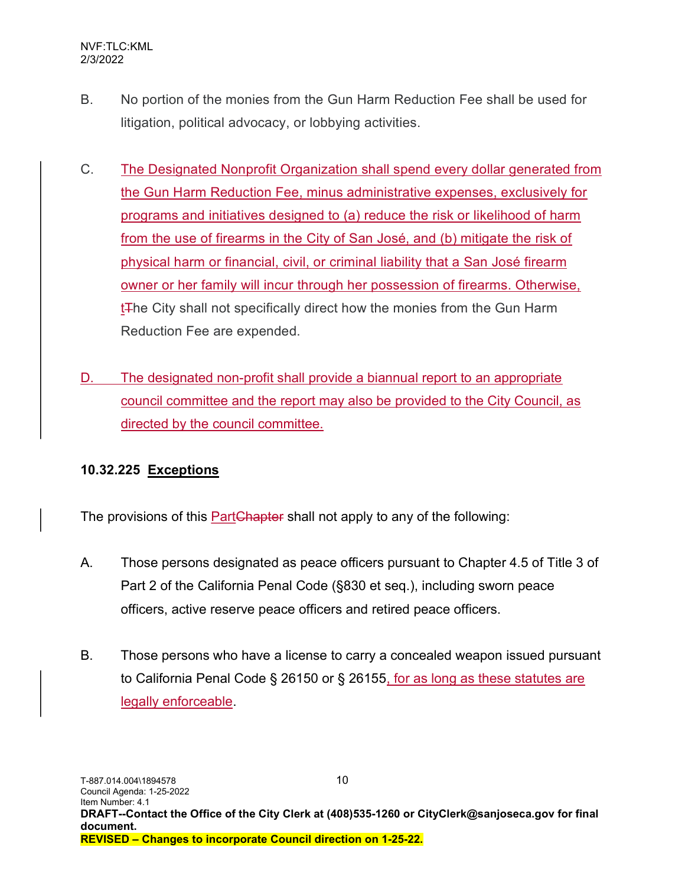B. No portion of the monies from the Gun Harm Reduction Fee shall be used for litigation, political advocacy, or lobbying activities.

C. The Designated Nonprofit Organization shall spend every dollar generated from the Gun Harm Reduction Fee, minus administrative expenses, exclusively for programs and initiatives designed to (a) reduce the risk or likelihood of harm from the use of firearms in the City of San José, and (b) mitigate the risk of physical harm or financial, civil, or criminal liability that a San José firearm owner or her family will incur through her possession of firearms. Otherwise, tThe City shall not specifically direct how the monies from the Gun Harm Reduction Fee are expended.

D. The designated non-profit shall provide a biannual report to an appropriate council committee and the report may also be provided to the City Council, as directed by the council committee.

**10.32.225 Exceptions**

The provisions of this PartChapter shall not apply to any of the following:

A. Those persons designated as peace officers pursuant to Chapter 4.5 of Title 3 of Part 2 of the California Penal Code (§830 et seq.), including sworn peace officers, active reserve peace officers and retired peace officers.

B. Those persons who have a license to carry a concealed weapon issued pursuant to California Penal Code § 26150 or § 26155, for as long as these statutes are legally enforceable.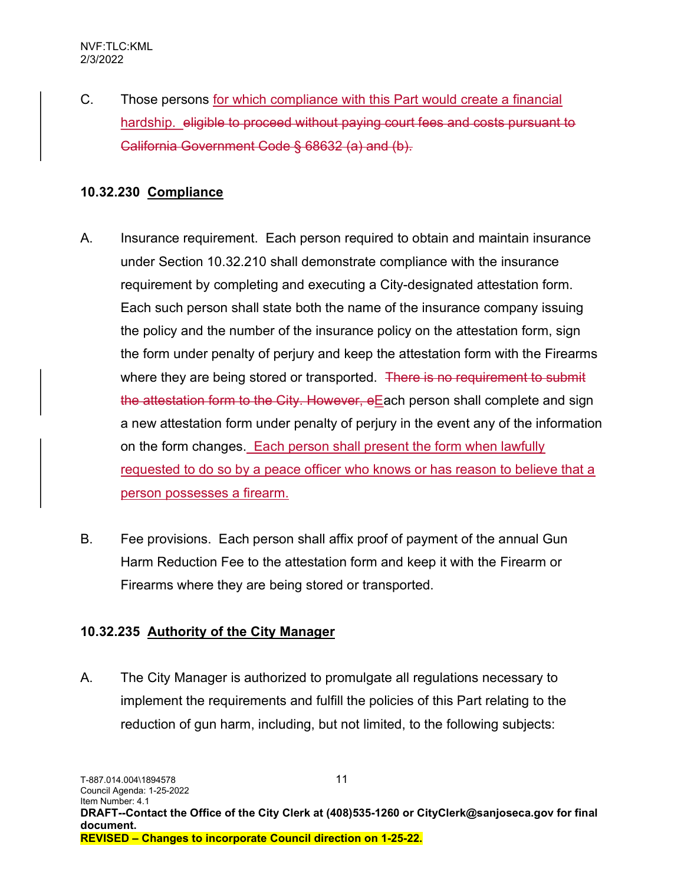C. Those persons for which compliance with this Part would create a financial hardship. ~~eligible to proceed without paying court fees and costs pursuant to California Government Code § 68632 (a) and (b).~~

**10.32.230 Compliance**

A. Insurance requirement. Each person required to obtain and maintain insurance under Section 10.32.210 shall demonstrate compliance with the insurance requirement by completing and executing a City-designated attestation form. Each such person shall state both the name of the insurance company issuing the policy and the number of the insurance policy on the attestation form, sign the form under penalty of perjury and keep the attestation form with the Firearms where they are being stored or transported. ~~There is no requirement to submit the attestation form to the City. However, e~~Each person shall complete and sign a new attestation form under penalty of perjury in the event any of the information on the form changes. Each person shall present the form when lawfully requested to do so by a peace officer who knows or has reason to believe that a person possesses a firearm.

B. Fee provisions. Each person shall affix proof of payment of the annual Gun Harm Reduction Fee to the attestation form and keep it with the Firearm or Firearms where they are being stored or transported.

**10.32.235 Authority of the City Manager**

A. The City Manager is authorized to promulgate all regulations necessary to implement the requirements and fulfill the policies of this Part relating to the reduction of gun harm, including, but not limited, to the following subjects: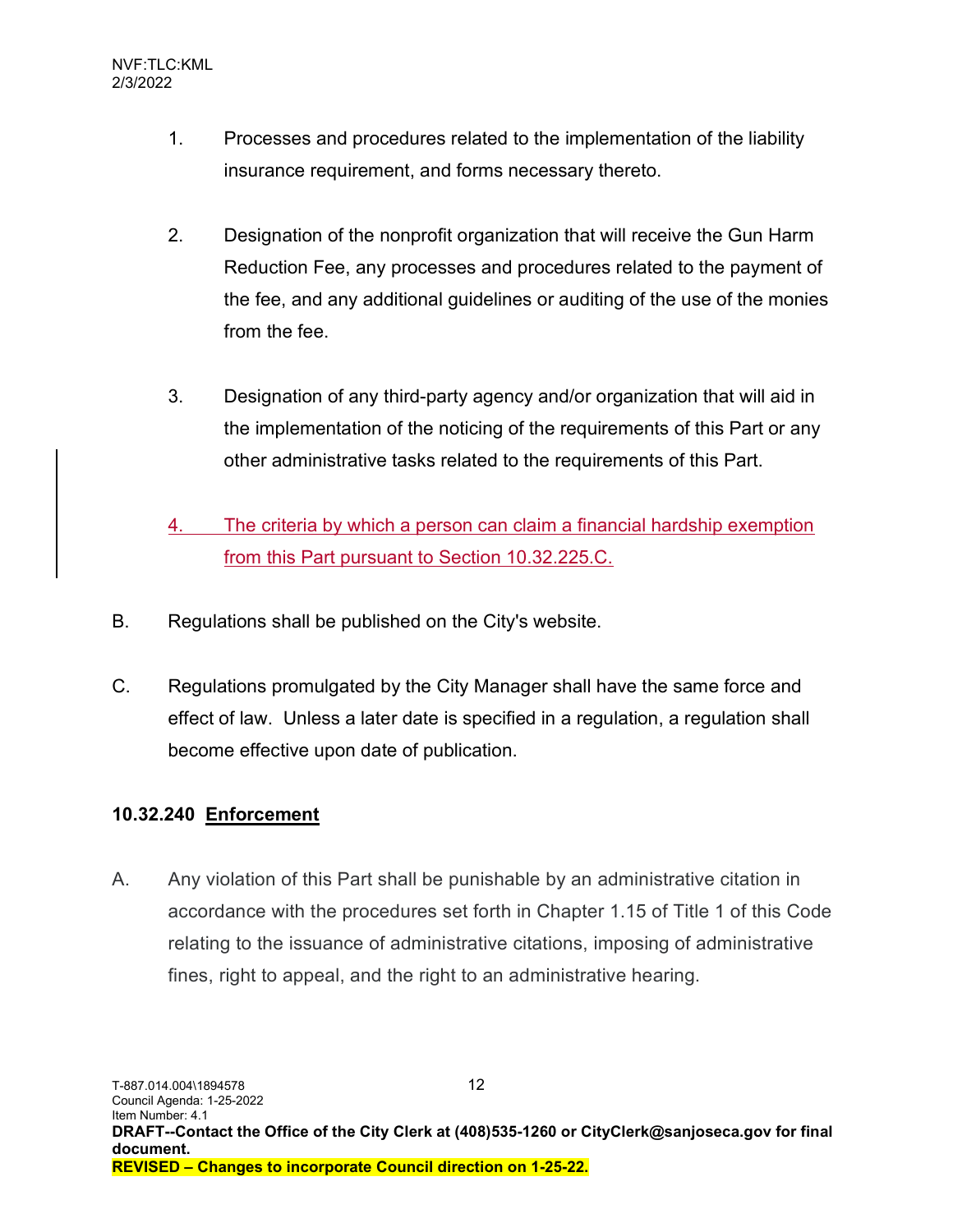1. Processes and procedures related to the implementation of the liability insurance requirement, and forms necessary thereto.

2. Designation of the nonprofit organization that will receive the Gun Harm Reduction Fee, any processes and procedures related to the payment of the fee, and any additional guidelines or auditing of the use of the monies from the fee.

3. Designation of any third-party agency and/or organization that will aid in the implementation of the noticing of the requirements of this Part or any other administrative tasks related to the requirements of this Part.

4. The criteria by which a person can claim a financial hardship exemption from this Part pursuant to Section 10.32.225.C.

B. Regulations shall be published on the City's website.

C. Regulations promulgated by the City Manager shall have the same force and effect of law. Unless a later date is specified in a regulation, a regulation shall become effective upon date of publication.

**10.32.240 Enforcement**

A. Any violation of this Part shall be punishable by an administrative citation in accordance with the procedures set forth in Chapter 1.15 of Title 1 of this Code relating to the issuance of administrative citations, imposing of administrative fines, right to appeal, and the right to an administrative hearing.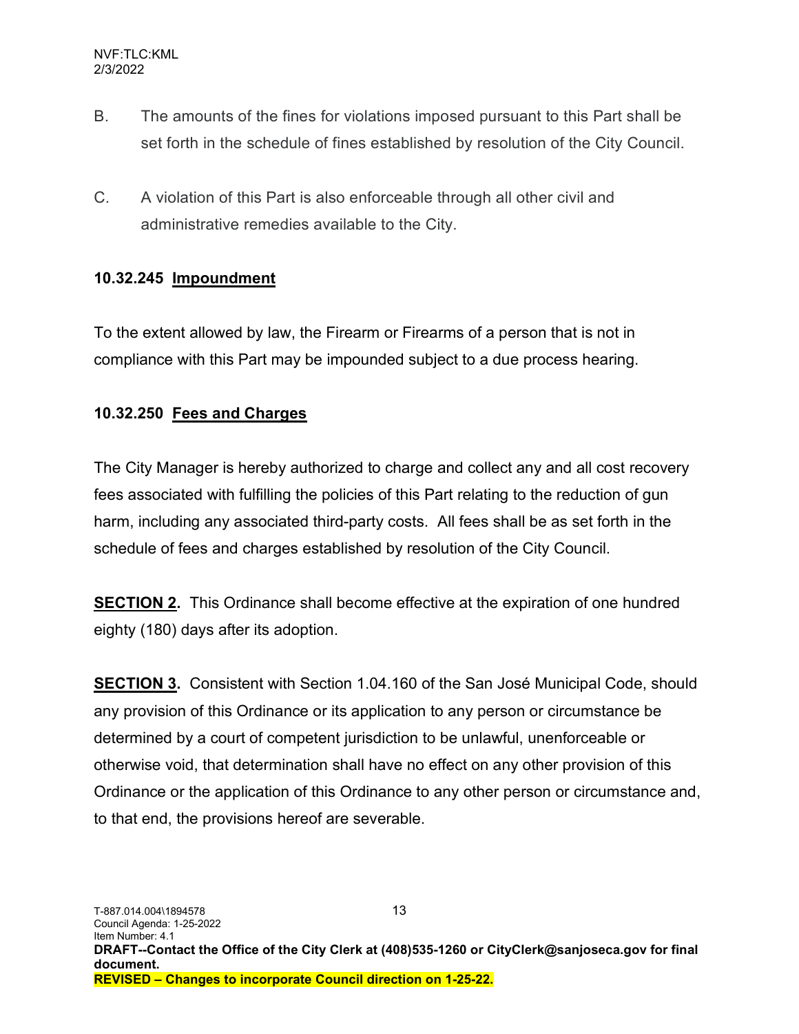B. The amounts of the fines for violations imposed pursuant to this Part shall be set forth in the schedule of fines established by resolution of the City Council.

C. A violation of this Part is also enforceable through all other civil and administrative remedies available to the City.

**10.32.245 Impoundment**

To the extent allowed by law, the Firearm or Firearms of a person that is not in compliance with this Part may be impounded subject to a due process hearing.

**10.32.250 Fees and Charges**

The City Manager is hereby authorized to charge and collect any and all cost recovery fees associated with fulfilling the policies of this Part relating to the reduction of gun harm, including any associated third-party costs. All fees shall be as set forth in the schedule of fees and charges established by resolution of the City Council.

**SECTION 2.** This Ordinance shall become effective at the expiration of one hundred eighty (180) days after its adoption.

**SECTION 3.** Consistent with Section 1.04.160 of the San José Municipal Code, should any provision of this Ordinance or its application to any person or circumstance be determined by a court of competent jurisdiction to be unlawful, unenforceable or otherwise void, that determination shall have no effect on any other provision of this Ordinance or the application of this Ordinance to any other person or circumstance and, to that end, the provisions hereof are severable.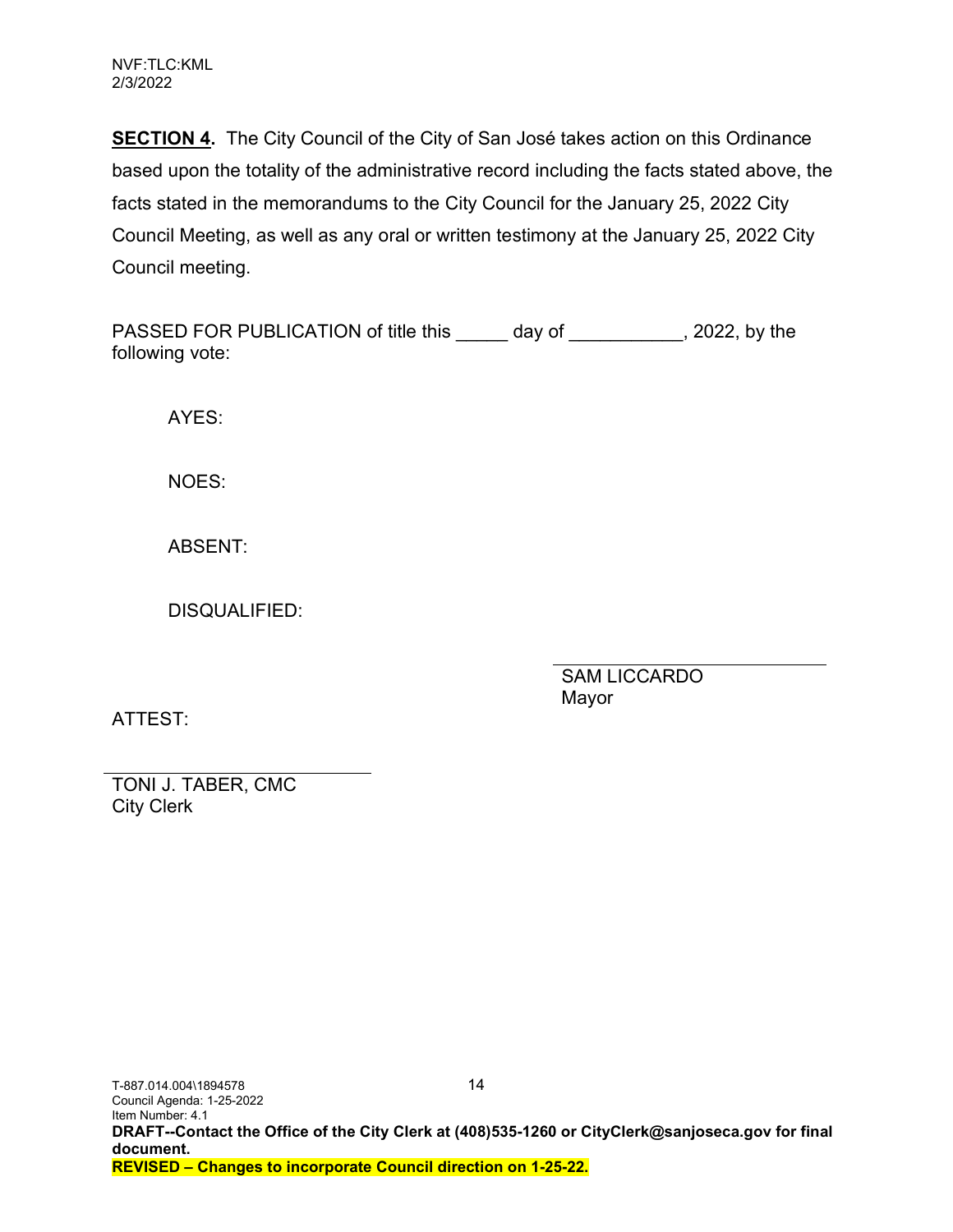**SECTION 4.** The City Council of the City of San José takes action on this Ordinance based upon the totality of the administrative record including the facts stated above, the facts stated in the memorandums to the City Council for the January 25, 2022 City Council Meeting, as well as any oral or written testimony at the January 25, 2022 City Council meeting.

PASSED FOR PUBLICATION of title this _____ day of ___________, 2022, by the following vote:

AYES:

NOES:

ABSENT:

DISQUALIFIED:

SAM LICCARDO
Mayor

ATTEST:

TONI J. TABER, CMC
City Clerk